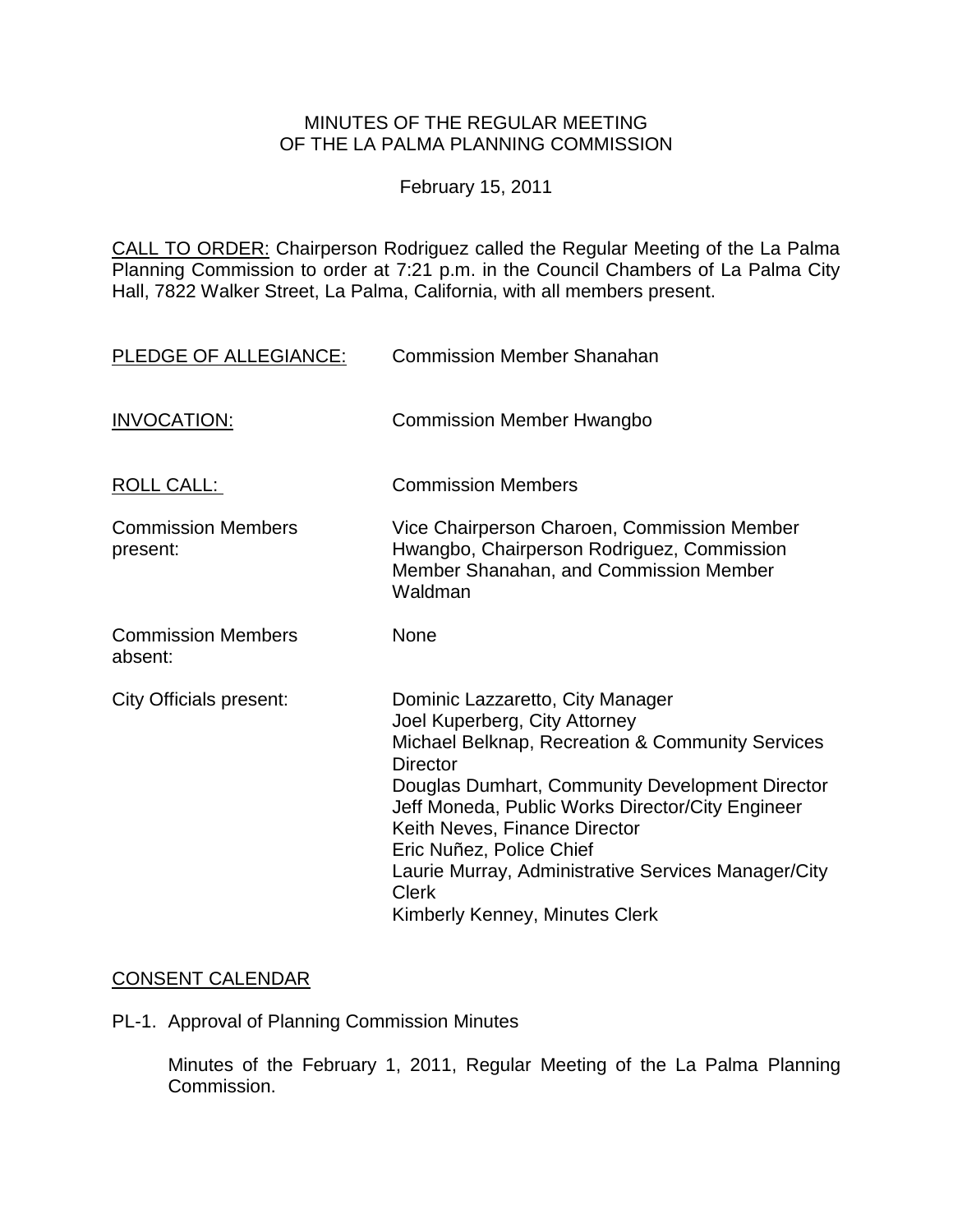# MINUTES OF THE REGULAR MEETING OF THE LA PALMA PLANNING COMMISSION

February 15, 2011

CALL TO ORDER: Chairperson Rodriguez called the Regular Meeting of the La Palma Planning Commission to order at 7:21 p.m. in the Council Chambers of La Palma City Hall, 7822 Walker Street, La Palma, California, with all members present.

| | |
|---|---|
| PLEDGE OF ALLEGIANCE: | Commission Member Shanahan |
| INVOCATION: | Commission Member Hwangbo |
| ROLL CALL: | Commission Members |
| Commission Members present: | Vice Chairperson Charoen, Commission Member Hwangbo, Chairperson Rodriguez, Commission Member Shanahan, and Commission Member Waldman |
| Commission Members absent: | None |
| City Officials present: | Dominic Lazzaretto, City Manager<br>Joel Kuperberg, City Attorney<br>Michael Belknap, Recreation & Community Services Director<br>Douglas Dumhart, Community Development Director<br>Jeff Moneda, Public Works Director/City Engineer<br>Keith Neves, Finance Director<br>Eric Nuñez, Police Chief<br>Laurie Murray, Administrative Services Manager/City Clerk<br>Kimberly Kenney, Minutes Clerk |

## CONSENT CALENDAR

PL-1. Approval of Planning Commission Minutes

Minutes of the February 1, 2011, Regular Meeting of the La Palma Planning Commission.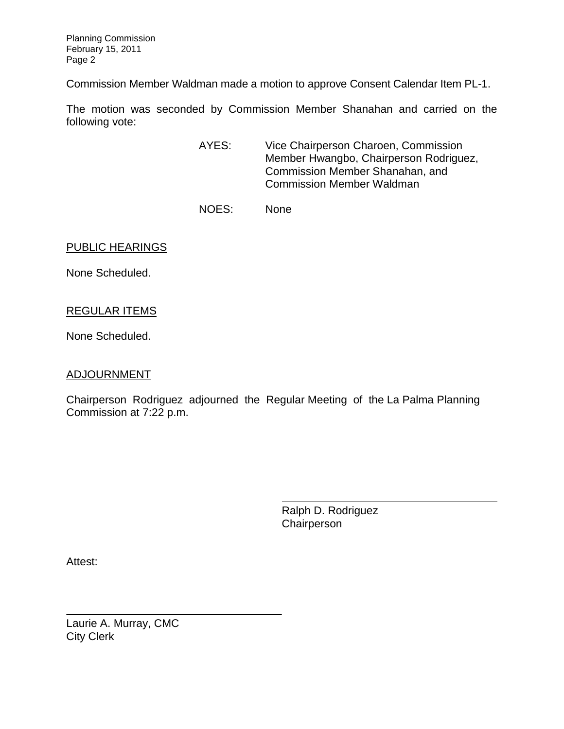Commission Member Waldman made a motion to approve Consent Calendar Item PL-1.

The motion was seconded by Commission Member Shanahan and carried on the following vote:

AYES: Vice Chairperson Charoen, Commission Member Hwangbo, Chairperson Rodriguez, Commission Member Shanahan, and Commission Member Waldman

NOES: None

PUBLIC HEARINGS

None Scheduled.

REGULAR ITEMS

None Scheduled.

ADJOURNMENT

Chairperson Rodriguez adjourned the Regular Meeting of the La Palma Planning Commission at 7:22 p.m.

Ralph D. Rodriguez
Chairperson

Attest:

Laurie A. Murray, CMC
City Clerk